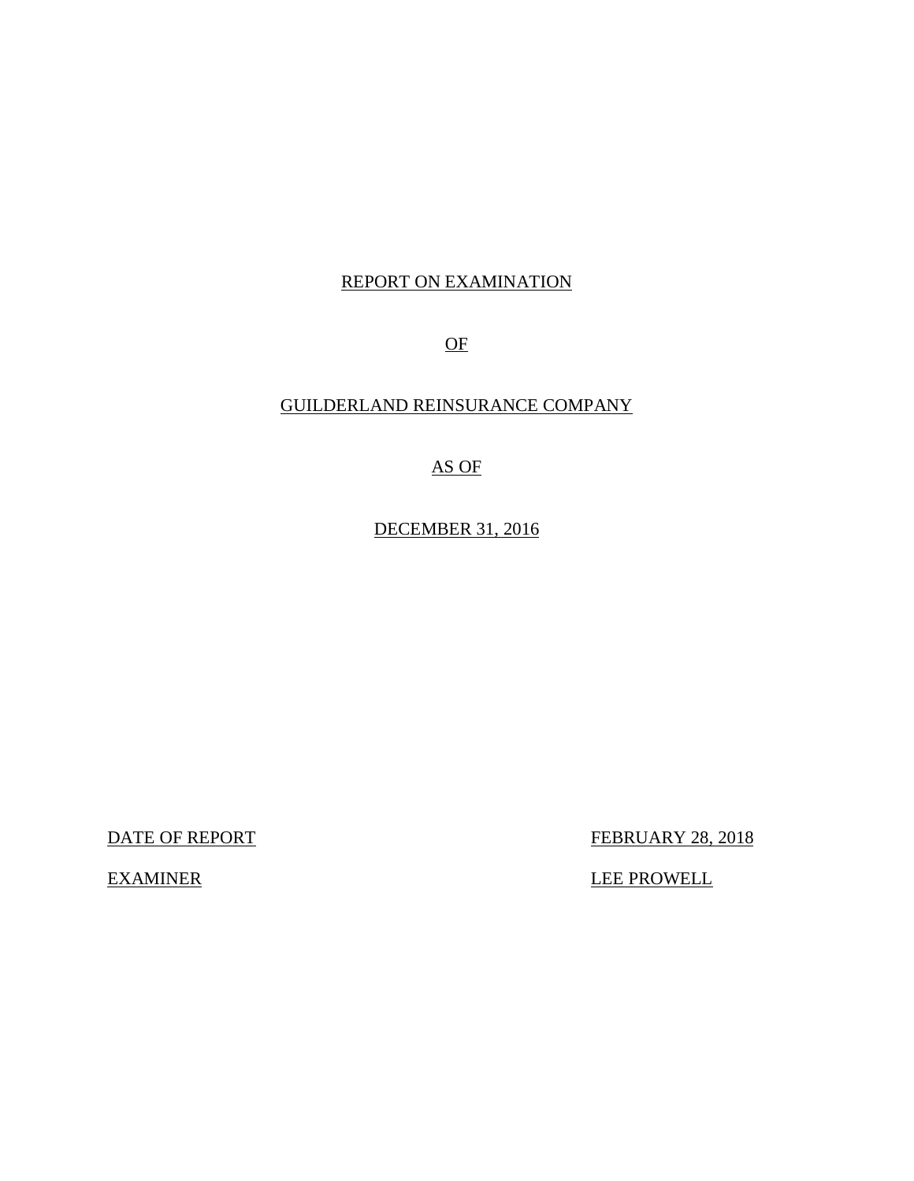# REPORT ON EXAMINATION

# OF

# GUILDERLAND REINSURANCE COMPANY

# AS OF

# DECEMBER 31, 2016

| | |
|---|---|
| DATE OF REPORT | FEBRUARY 28, 2018 |
| EXAMINER | LEE PROWELL |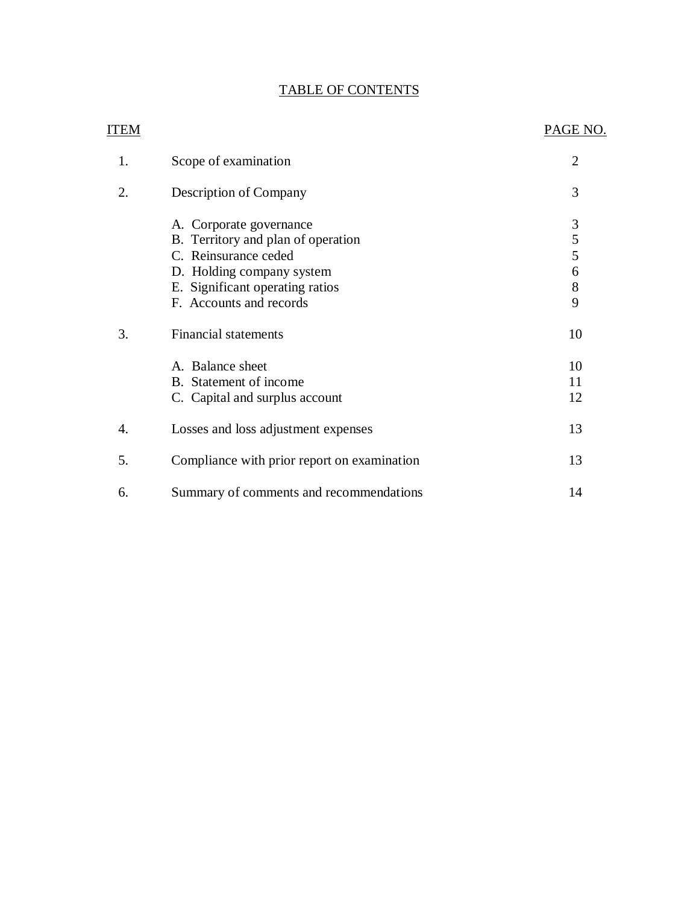# TABLE OF CONTENTS

| ITEM | | PAGE NO. |
|---|---|---|
| 1. | Scope of examination | 2 |
| 2. | Description of Company | 3 |
| | A. Corporate governance | 3 |
| | B. Territory and plan of operation | 5 |
| | C. Reinsurance ceded | 5 |
| | D. Holding company system | 6 |
| | E. Significant operating ratios | 8 |
| | F. Accounts and records | 9 |
| 3. | Financial statements | 10 |
| | A. Balance sheet | 10 |
| | B. Statement of income | 11 |
| | C. Capital and surplus account | 12 |
| 4. | Losses and loss adjustment expenses | 13 |
| 5. | Compliance with prior report on examination | 13 |
| 6. | Summary of comments and recommendations | 14 |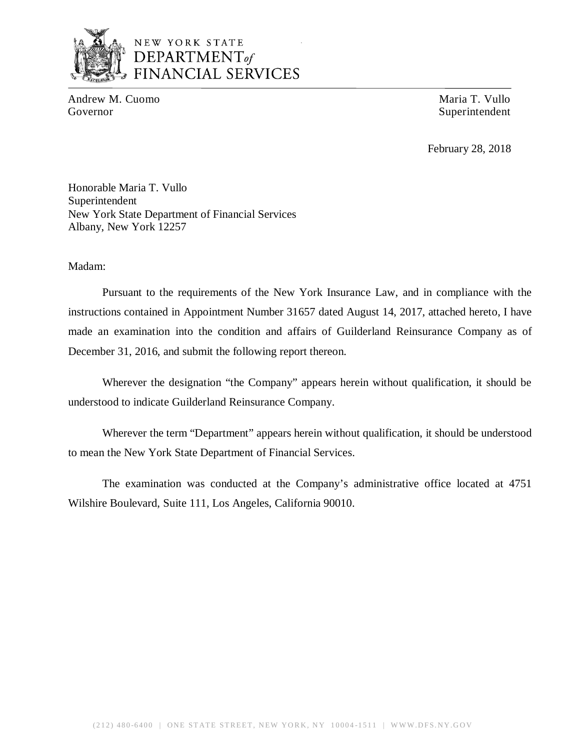NEW YORK STATE
DEPARTMENT *of*
FINANCIAL SERVICES

Andrew M. Cuomo
Governor

Maria T. Vullo
Superintendent

February 28, 2018

Honorable Maria T. Vullo
Superintendent
New York State Department of Financial Services
Albany, New York 12257

Madam:

Pursuant to the requirements of the New York Insurance Law, and in compliance with the instructions contained in Appointment Number 31657 dated August 14, 2017, attached hereto, I have made an examination into the condition and affairs of Guilderland Reinsurance Company as of December 31, 2016, and submit the following report thereon.

Wherever the designation "the Company" appears herein without qualification, it should be understood to indicate Guilderland Reinsurance Company.

Wherever the term "Department" appears herein without qualification, it should be understood to mean the New York State Department of Financial Services.

The examination was conducted at the Company's administrative office located at 4751 Wilshire Boulevard, Suite 111, Los Angeles, California 90010.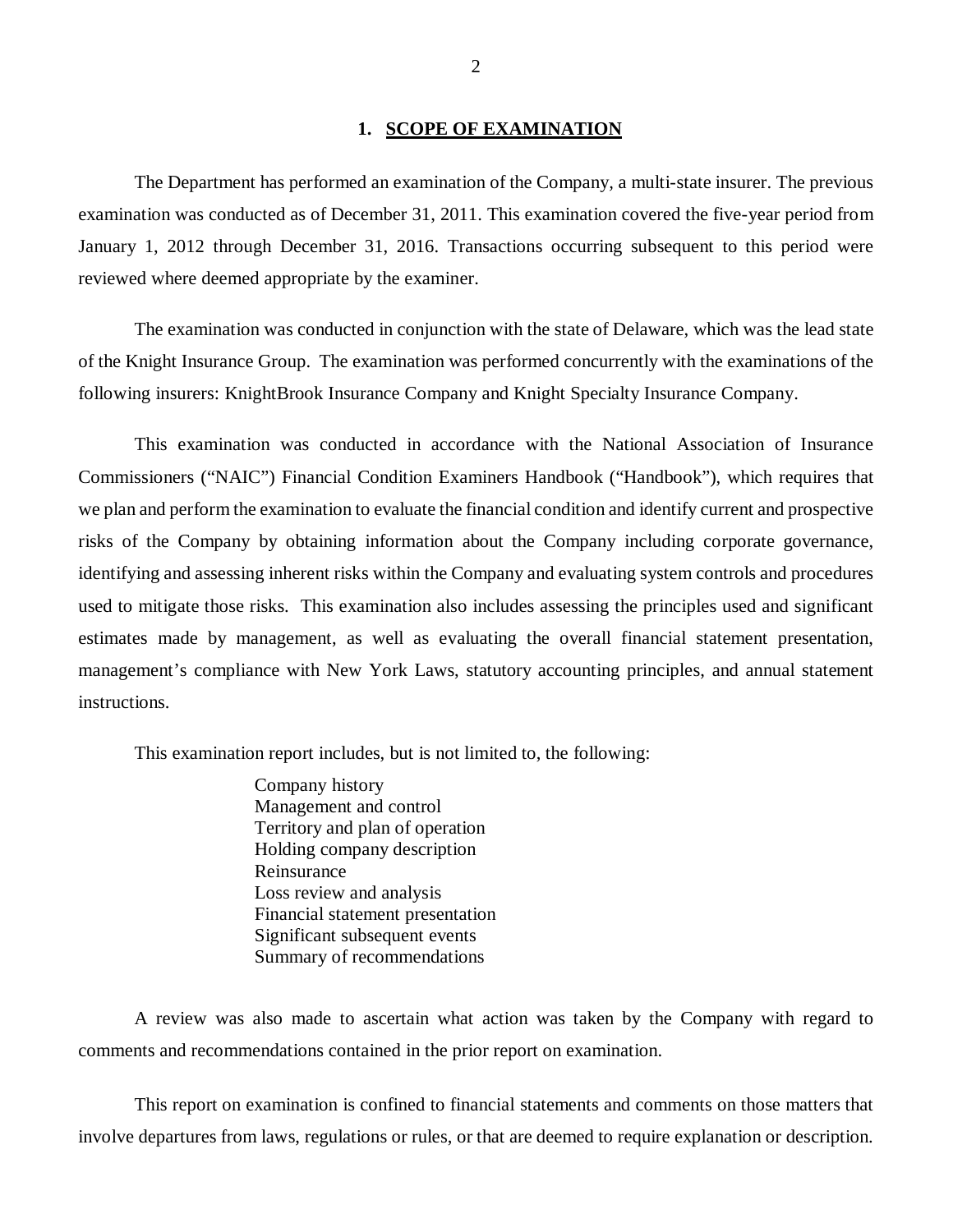## 1. SCOPE OF EXAMINATION

The Department has performed an examination of the Company, a multi-state insurer. The previous examination was conducted as of December 31, 2011. This examination covered the five-year period from January 1, 2012 through December 31, 2016. Transactions occurring subsequent to this period were reviewed where deemed appropriate by the examiner.

The examination was conducted in conjunction with the state of Delaware, which was the lead state of the Knight Insurance Group. The examination was performed concurrently with the examinations of the following insurers: KnightBrook Insurance Company and Knight Specialty Insurance Company.

This examination was conducted in accordance with the National Association of Insurance Commissioners ("NAIC") Financial Condition Examiners Handbook ("Handbook"), which requires that we plan and perform the examination to evaluate the financial condition and identify current and prospective risks of the Company by obtaining information about the Company including corporate governance, identifying and assessing inherent risks within the Company and evaluating system controls and procedures used to mitigate those risks. This examination also includes assessing the principles used and significant estimates made by management, as well as evaluating the overall financial statement presentation, management's compliance with New York Laws, statutory accounting principles, and annual statement instructions.

This examination report includes, but is not limited to, the following:

- Company history
- Management and control
- Territory and plan of operation
- Holding company description
- Reinsurance
- Loss review and analysis
- Financial statement presentation
- Significant subsequent events
- Summary of recommendations

A review was also made to ascertain what action was taken by the Company with regard to comments and recommendations contained in the prior report on examination.

This report on examination is confined to financial statements and comments on those matters that involve departures from laws, regulations or rules, or that are deemed to require explanation or description.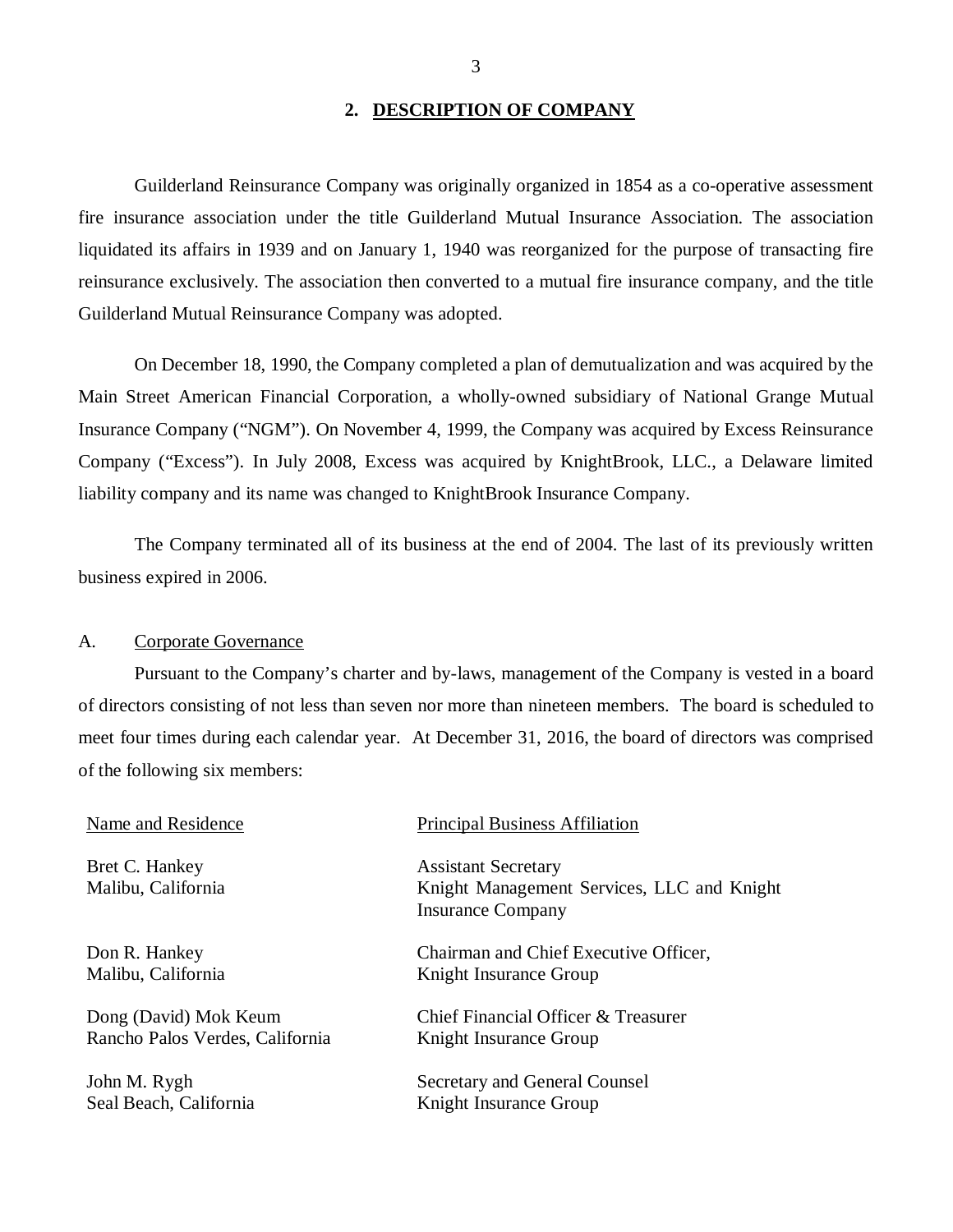## 2. DESCRIPTION OF COMPANY

Guilderland Reinsurance Company was originally organized in 1854 as a co-operative assessment fire insurance association under the title Guilderland Mutual Insurance Association. The association liquidated its affairs in 1939 and on January 1, 1940 was reorganized for the purpose of transacting fire reinsurance exclusively. The association then converted to a mutual fire insurance company, and the title Guilderland Mutual Reinsurance Company was adopted.

On December 18, 1990, the Company completed a plan of demutualization and was acquired by the Main Street American Financial Corporation, a wholly-owned subsidiary of National Grange Mutual Insurance Company ("NGM"). On November 4, 1999, the Company was acquired by Excess Reinsurance Company ("Excess"). In July 2008, Excess was acquired by KnightBrook, LLC., a Delaware limited liability company and its name was changed to KnightBrook Insurance Company.

The Company terminated all of its business at the end of 2004. The last of its previously written business expired in 2006.

### A. Corporate Governance

Pursuant to the Company's charter and by-laws, management of the Company is vested in a board of directors consisting of not less than seven nor more than nineteen members. The board is scheduled to meet four times during each calendar year. At December 31, 2016, the board of directors was comprised of the following six members:

| Name and Residence | Principal Business Affiliation |
|---|---|
| Bret C. Hankey<br>Malibu, California | Assistant Secretary<br>Knight Management Services, LLC and Knight Insurance Company |
| Don R. Hankey<br>Malibu, California | Chairman and Chief Executive Officer,<br>Knight Insurance Group |
| Dong (David) Mok Keum<br>Rancho Palos Verdes, California | Chief Financial Officer & Treasurer<br>Knight Insurance Group |
| John M. Rygh<br>Seal Beach, California | Secretary and General Counsel<br>Knight Insurance Group |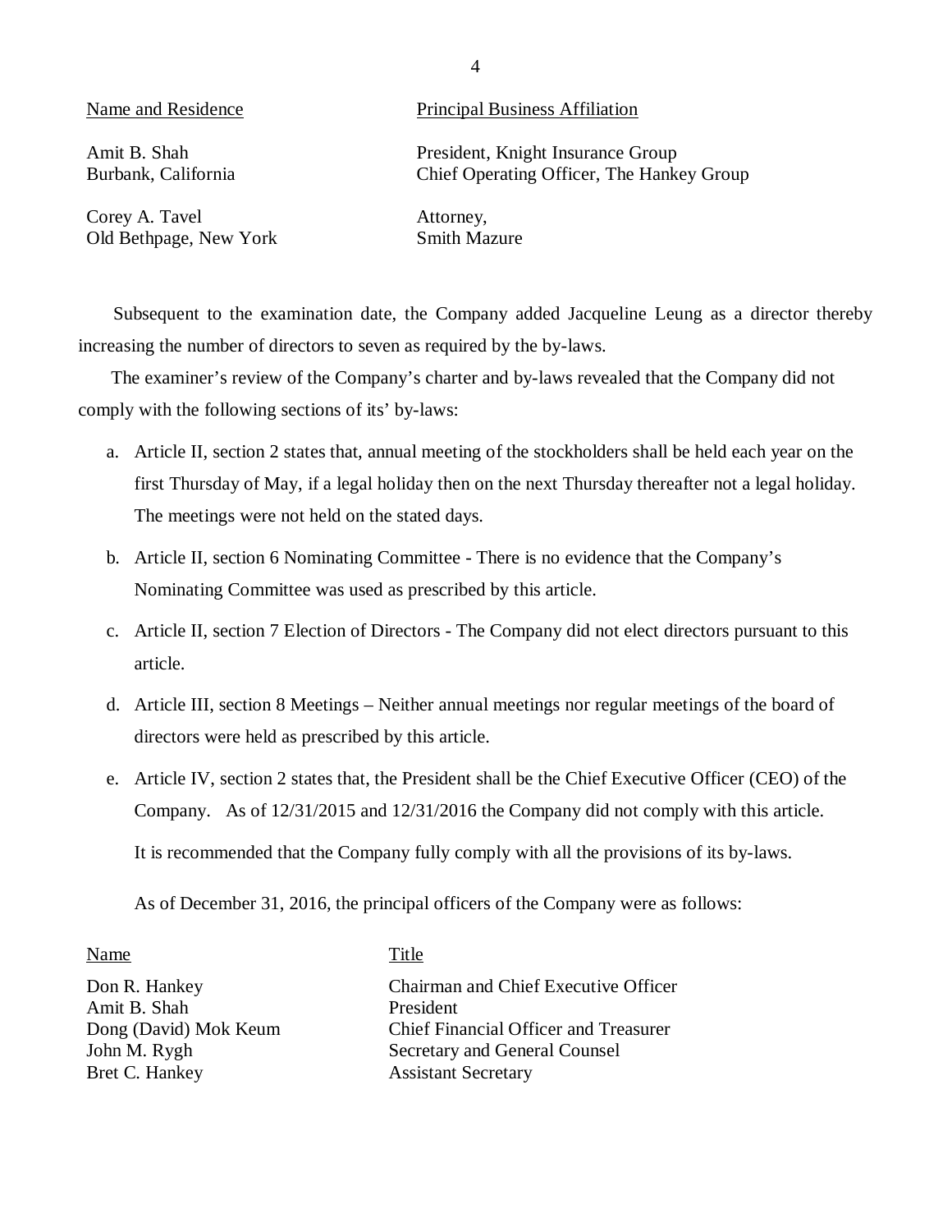| Name and Residence | Principal Business Affiliation |
|---|---|
| Amit B. Shah<br>Burbank, California | President, Knight Insurance Group<br>Chief Operating Officer, The Hankey Group |
| Corey A. Tavel<br>Old Bethpage, New York | Attorney,<br>Smith Mazure |

Subsequent to the examination date, the Company added Jacqueline Leung as a director thereby increasing the number of directors to seven as required by the by-laws.

The examiner's review of the Company's charter and by-laws revealed that the Company did not comply with the following sections of its' by-laws:

a. Article II, section 2 states that, annual meeting of the stockholders shall be held each year on the first Thursday of May, if a legal holiday then on the next Thursday thereafter not a legal holiday. The meetings were not held on the stated days.

b. Article II, section 6 Nominating Committee - There is no evidence that the Company's Nominating Committee was used as prescribed by this article.

c. Article II, section 7 Election of Directors - The Company did not elect directors pursuant to this article.

d. Article III, section 8 Meetings – Neither annual meetings nor regular meetings of the board of directors were held as prescribed by this article.

e. Article IV, section 2 states that, the President shall be the Chief Executive Officer (CEO) of the Company. As of 12/31/2015 and 12/31/2016 the Company did not comply with this article.

It is recommended that the Company fully comply with all the provisions of its by-laws.

As of December 31, 2016, the principal officers of the Company were as follows:

| Name | Title |
|---|---|
| Don R. Hankey | Chairman and Chief Executive Officer |
| Amit B. Shah | President |
| Dong (David) Mok Keum | Chief Financial Officer and Treasurer |
| John M. Rygh | Secretary and General Counsel |
| Bret C. Hankey | Assistant Secretary |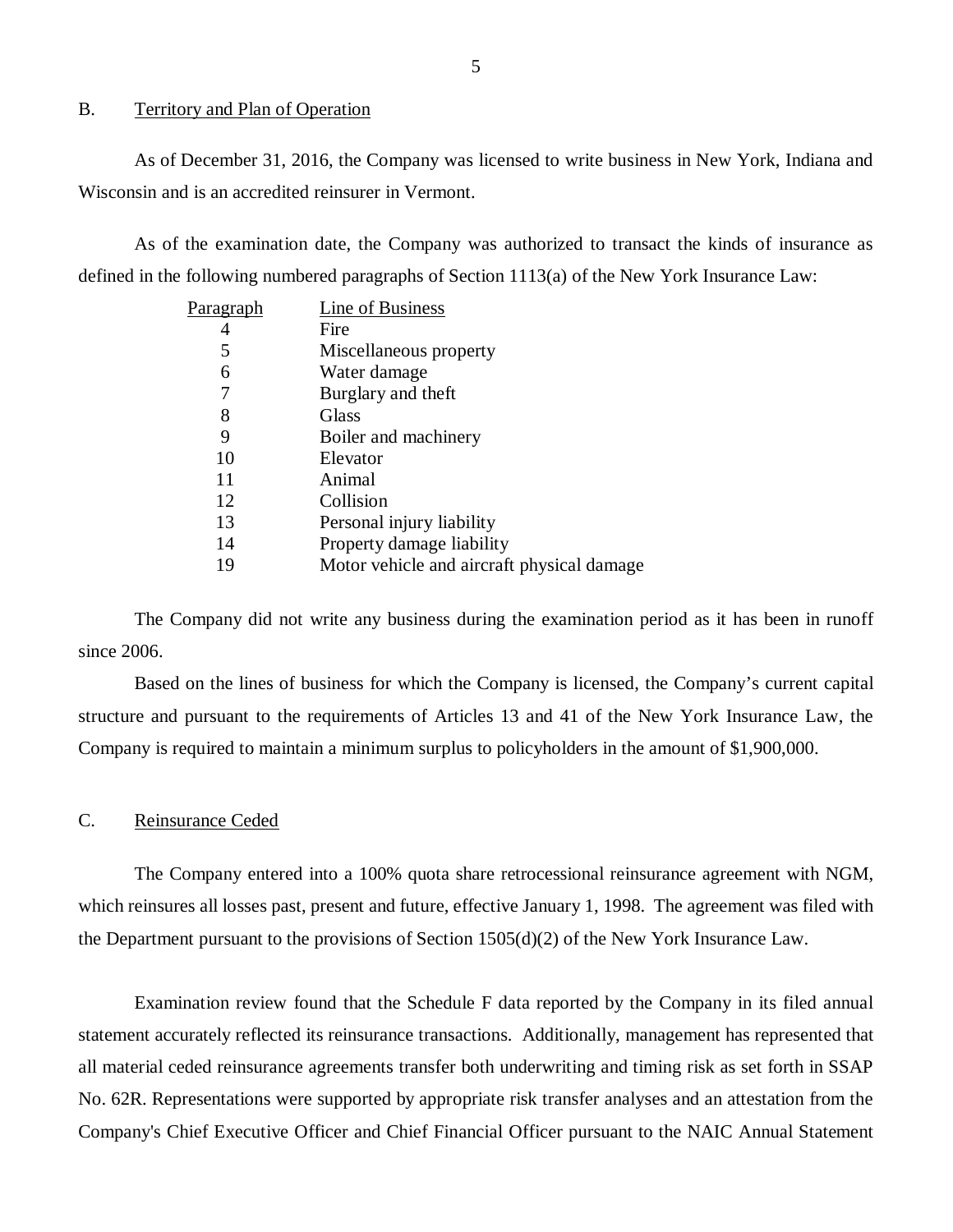## B. Territory and Plan of Operation

As of December 31, 2016, the Company was licensed to write business in New York, Indiana and Wisconsin and is an accredited reinsurer in Vermont.

As of the examination date, the Company was authorized to transact the kinds of insurance as defined in the following numbered paragraphs of Section 1113(a) of the New York Insurance Law:

| Paragraph | Line of Business |
|---|---|
| 4 | Fire |
| 5 | Miscellaneous property |
| 6 | Water damage |
| 7 | Burglary and theft |
| 8 | Glass |
| 9 | Boiler and machinery |
| 10 | Elevator |
| 11 | Animal |
| 12 | Collision |
| 13 | Personal injury liability |
| 14 | Property damage liability |
| 19 | Motor vehicle and aircraft physical damage |

The Company did not write any business during the examination period as it has been in runoff since 2006.

Based on the lines of business for which the Company is licensed, the Company's current capital structure and pursuant to the requirements of Articles 13 and 41 of the New York Insurance Law, the Company is required to maintain a minimum surplus to policyholders in the amount of $1,900,000.

## C. Reinsurance Ceded

The Company entered into a 100% quota share retrocessional reinsurance agreement with NGM, which reinsures all losses past, present and future, effective January 1, 1998. The agreement was filed with the Department pursuant to the provisions of Section 1505(d)(2) of the New York Insurance Law.

Examination review found that the Schedule F data reported by the Company in its filed annual statement accurately reflected its reinsurance transactions. Additionally, management has represented that all material ceded reinsurance agreements transfer both underwriting and timing risk as set forth in SSAP No. 62R. Representations were supported by appropriate risk transfer analyses and an attestation from the Company's Chief Executive Officer and Chief Financial Officer pursuant to the NAIC Annual Statement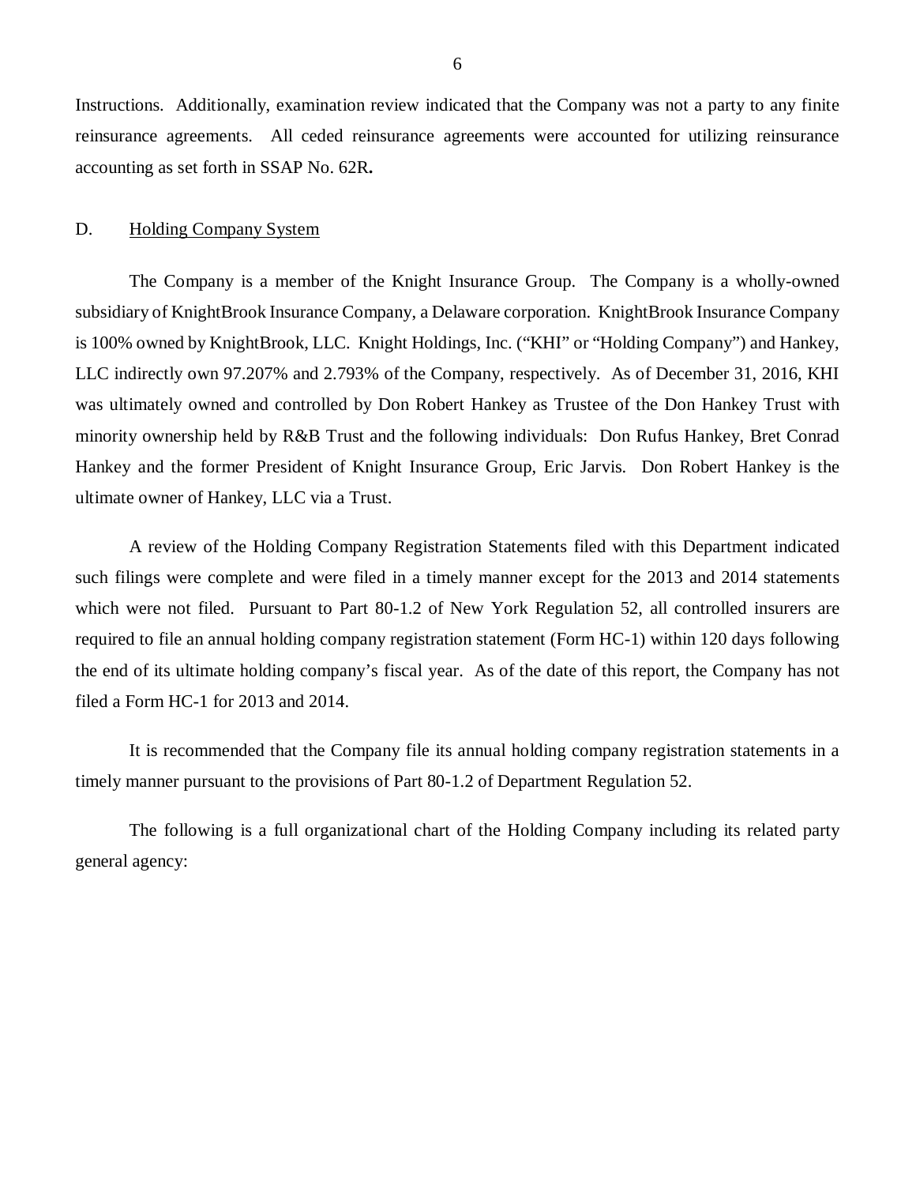Instructions. Additionally, examination review indicated that the Company was not a party to any finite reinsurance agreements. All ceded reinsurance agreements were accounted for utilizing reinsurance accounting as set forth in SSAP No. 62R**.**

D. Holding Company System

The Company is a member of the Knight Insurance Group. The Company is a wholly-owned subsidiary of KnightBrook Insurance Company, a Delaware corporation. KnightBrook Insurance Company is 100% owned by KnightBrook, LLC. Knight Holdings, Inc. ("KHI" or "Holding Company") and Hankey, LLC indirectly own 97.207% and 2.793% of the Company, respectively. As of December 31, 2016, KHI was ultimately owned and controlled by Don Robert Hankey as Trustee of the Don Hankey Trust with minority ownership held by R&B Trust and the following individuals: Don Rufus Hankey, Bret Conrad Hankey and the former President of Knight Insurance Group, Eric Jarvis. Don Robert Hankey is the ultimate owner of Hankey, LLC via a Trust.

A review of the Holding Company Registration Statements filed with this Department indicated such filings were complete and were filed in a timely manner except for the 2013 and 2014 statements which were not filed. Pursuant to Part 80-1.2 of New York Regulation 52, all controlled insurers are required to file an annual holding company registration statement (Form HC-1) within 120 days following the end of its ultimate holding company's fiscal year. As of the date of this report, the Company has not filed a Form HC-1 for 2013 and 2014.

It is recommended that the Company file its annual holding company registration statements in a timely manner pursuant to the provisions of Part 80-1.2 of Department Regulation 52.

The following is a full organizational chart of the Holding Company including its related party general agency: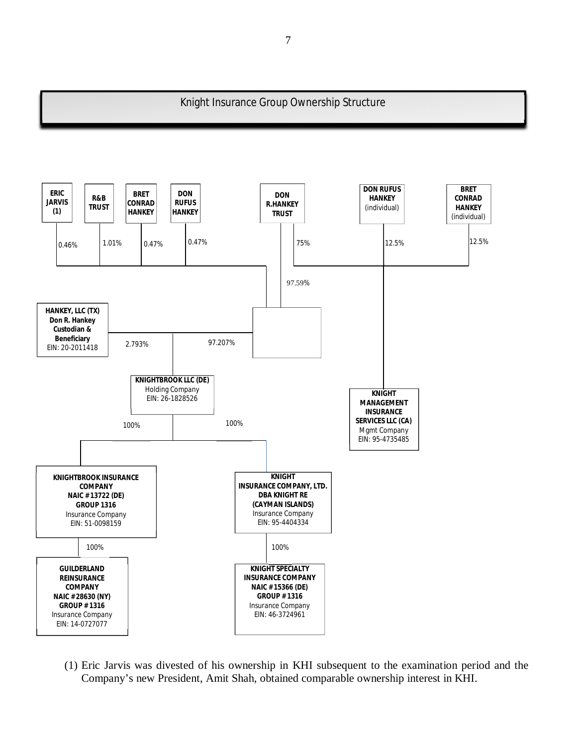## Knight Insurance Group Ownership Structure

ERIC JARVIS (1) — 0.46%

R&B TRUST — 1.01%

BRET CONRAD HANKEY — 0.47%

DON RUFUS HANKEY — 0.47%

DON R.HANKEY TRUST — 97.59%

DON R.HANKEY TRUST — 75%

DON RUFUS HANKEY (individual) — 12.5%

BRET CONRAD HANKEY (individual) — 12.5%

HANKEY, LLC (TX)
Don R. Hankey
Custodian & Beneficiary
EIN: 20-2011418
— 2.793%

97.207%

KNIGHTBROOK LLC (DE)
Holding Company
EIN: 26-1828526

100%

100%

KNIGHT MANAGEMENT INSURANCE SERVICES LLC (CA)
Mgmt Company
EIN: 95-4735485

KNIGHTBROOK INSURANCE COMPANY
NAIC #13722 (DE)
GROUP 1316
Insurance Company
EIN: 51-0098159

KNIGHT INSURANCE COMPANY, LTD.
DBA KNIGHT RE
(CAYMAN ISLANDS)
Insurance Company
EIN: 95-4404334

100%

100%

GUILDERLAND REINSURANCE COMPANY
NAIC #28630 (NY)
GROUP #1316
Insurance Company
EIN: 14-0727077

KNIGHT SPECIALTY INSURANCE COMPANY
NAIC #15366 (DE)
GROUP #1316
Insurance Company
EIN: 46-3724961

(1) Eric Jarvis was divested of his ownership in KHI subsequent to the examination period and the Company's new President, Amit Shah, obtained comparable ownership interest in KHI.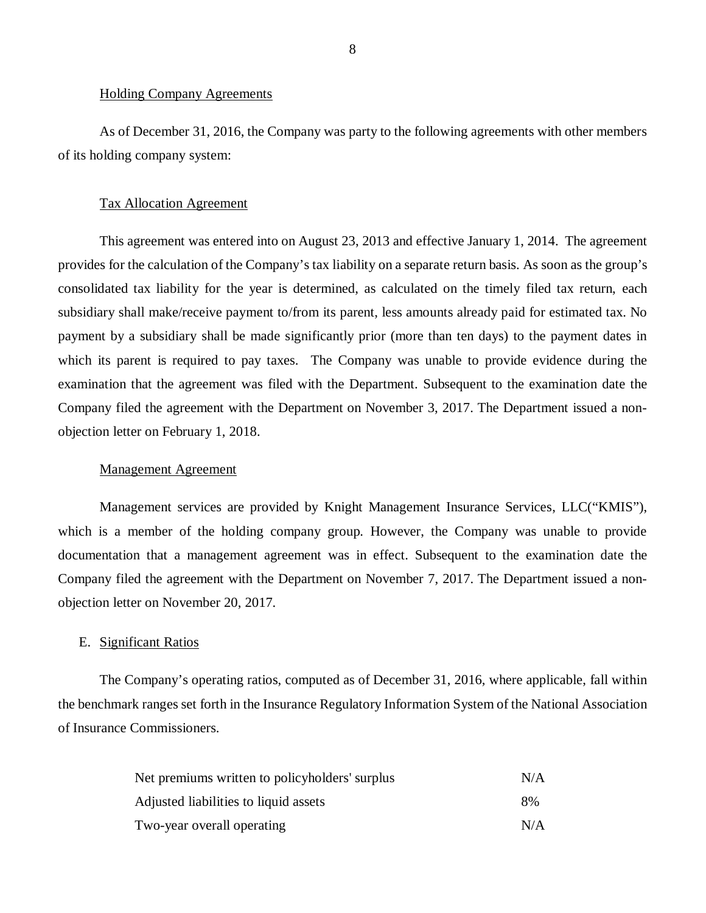Holding Company Agreements

As of December 31, 2016, the Company was party to the following agreements with other members of its holding company system:

Tax Allocation Agreement

This agreement was entered into on August 23, 2013 and effective January 1, 2014. The agreement provides for the calculation of the Company's tax liability on a separate return basis. As soon as the group's consolidated tax liability for the year is determined, as calculated on the timely filed tax return, each subsidiary shall make/receive payment to/from its parent, less amounts already paid for estimated tax. No payment by a subsidiary shall be made significantly prior (more than ten days) to the payment dates in which its parent is required to pay taxes. The Company was unable to provide evidence during the examination that the agreement was filed with the Department. Subsequent to the examination date the Company filed the agreement with the Department on November 3, 2017. The Department issued a non-objection letter on February 1, 2018.

Management Agreement

Management services are provided by Knight Management Insurance Services, LLC("KMIS"), which is a member of the holding company group. However, the Company was unable to provide documentation that a management agreement was in effect. Subsequent to the examination date the Company filed the agreement with the Department on November 7, 2017. The Department issued a non-objection letter on November 20, 2017.

E. Significant Ratios

The Company's operating ratios, computed as of December 31, 2016, where applicable, fall within the benchmark ranges set forth in the Insurance Regulatory Information System of the National Association of Insurance Commissioners.

| | |
|---|---|
| Net premiums written to policyholders' surplus | N/A |
| Adjusted liabilities to liquid assets | 8% |
| Two-year overall operating | N/A |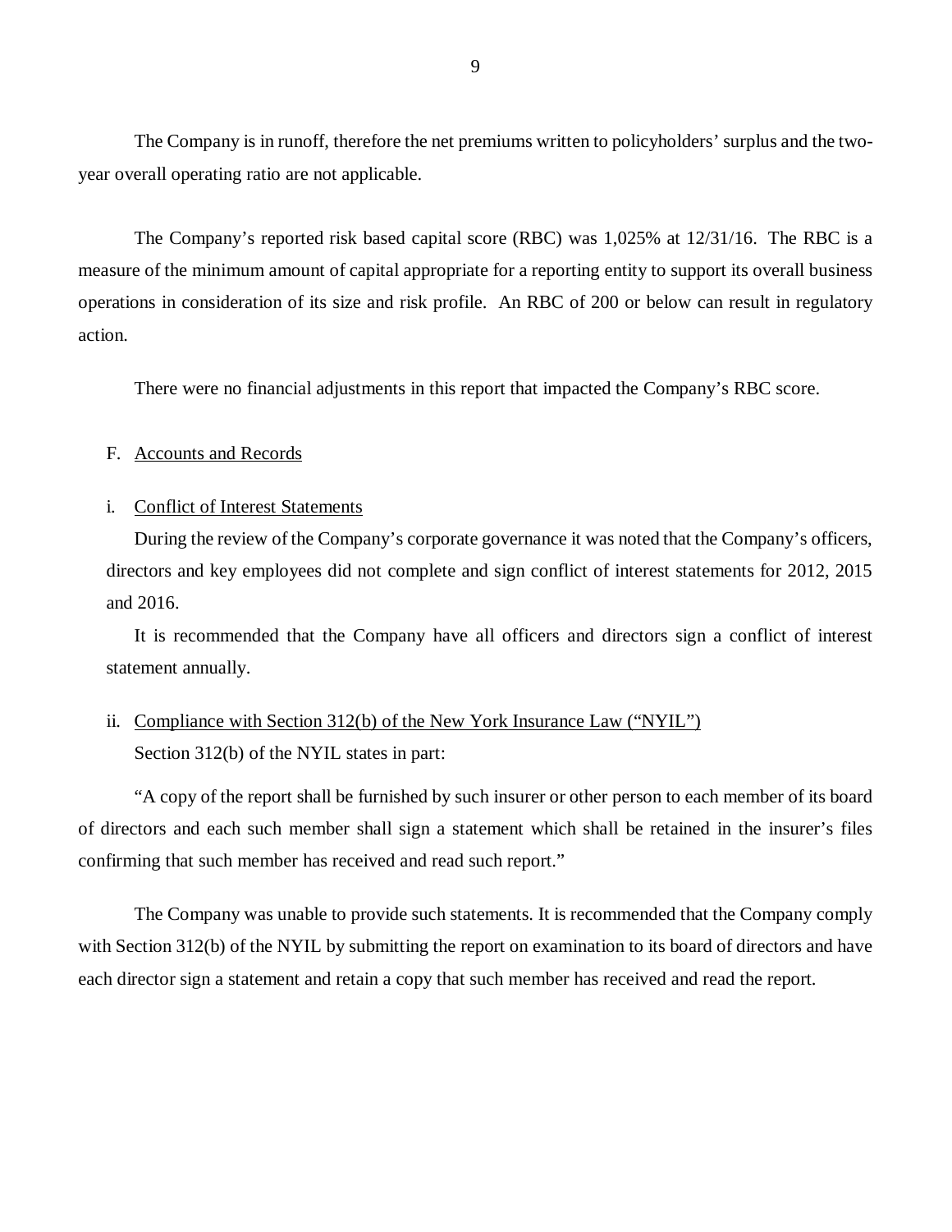The Company is in runoff, therefore the net premiums written to policyholders' surplus and the two-year overall operating ratio are not applicable.

The Company's reported risk based capital score (RBC) was 1,025% at 12/31/16. The RBC is a measure of the minimum amount of capital appropriate for a reporting entity to support its overall business operations in consideration of its size and risk profile. An RBC of 200 or below can result in regulatory action.

There were no financial adjustments in this report that impacted the Company's RBC score.

F. Accounts and Records

i. Conflict of Interest Statements

During the review of the Company's corporate governance it was noted that the Company's officers, directors and key employees did not complete and sign conflict of interest statements for 2012, 2015 and 2016.

It is recommended that the Company have all officers and directors sign a conflict of interest statement annually.

ii. Compliance with Section 312(b) of the New York Insurance Law ("NYIL")

Section 312(b) of the NYIL states in part:

"A copy of the report shall be furnished by such insurer or other person to each member of its board of directors and each such member shall sign a statement which shall be retained in the insurer's files confirming that such member has received and read such report."

The Company was unable to provide such statements. It is recommended that the Company comply with Section 312(b) of the NYIL by submitting the report on examination to its board of directors and have each director sign a statement and retain a copy that such member has received and read the report.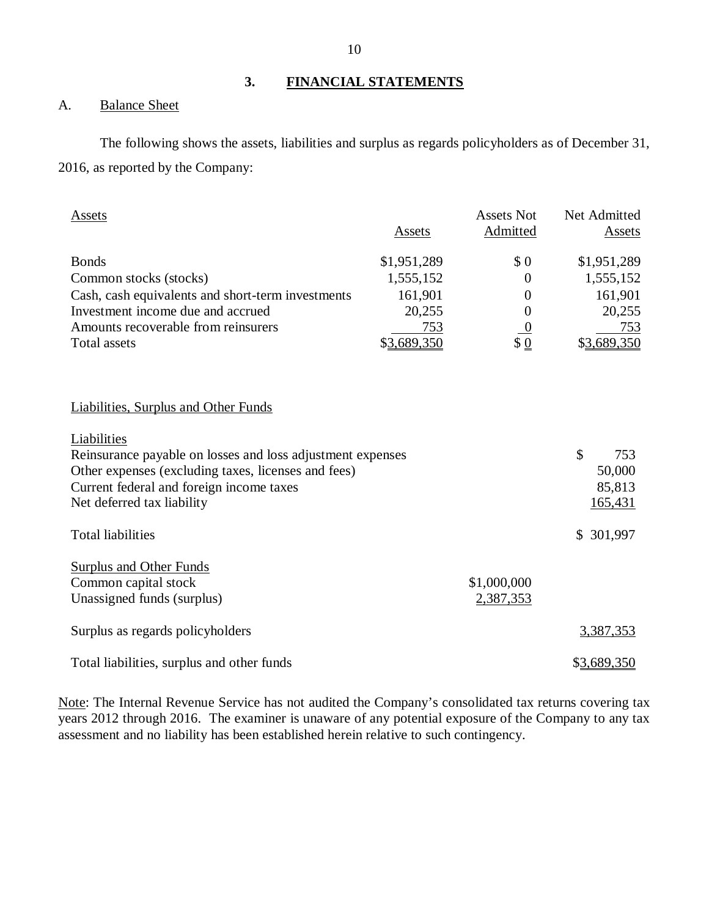## 3. FINANCIAL STATEMENTS

### A. Balance Sheet

The following shows the assets, liabilities and surplus as regards policyholders as of December 31, 2016, as reported by the Company:

| Assets | Assets | Assets Not Admitted | Net Admitted Assets |
|---|---|---|---|
| Bonds | $1,951,289 | $ 0 | $1,951,289 |
| Common stocks (stocks) | 1,555,152 | 0 | 1,555,152 |
| Cash, cash equivalents and short-term investments | 161,901 | 0 | 161,901 |
| Investment income due and accrued | 20,255 | 0 | 20,255 |
| Amounts recoverable from reinsurers | 753 | 0 | 753 |
| Total assets | $3,689,350 | $ 0 | $3,689,350 |

| Liabilities, Surplus and Other Funds | | |
|---|---|---|
| **Liabilities** | | |
| Reinsurance payable on losses and loss adjustment expenses | | $ 753 |
| Other expenses (excluding taxes, licenses and fees) | | 50,000 |
| Current federal and foreign income taxes | | 85,813 |
| Net deferred tax liability | | 165,431 |
| Total liabilities | | $ 301,997 |
| **Surplus and Other Funds** | | |
| Common capital stock | $1,000,000 | |
| Unassigned funds (surplus) | 2,387,353 | |
| Surplus as regards policyholders | | 3,387,353 |
| Total liabilities, surplus and other funds | | $3,689,350 |

Note: The Internal Revenue Service has not audited the Company's consolidated tax returns covering tax years 2012 through 2016. The examiner is unaware of any potential exposure of the Company to any tax assessment and no liability has been established herein relative to such contingency.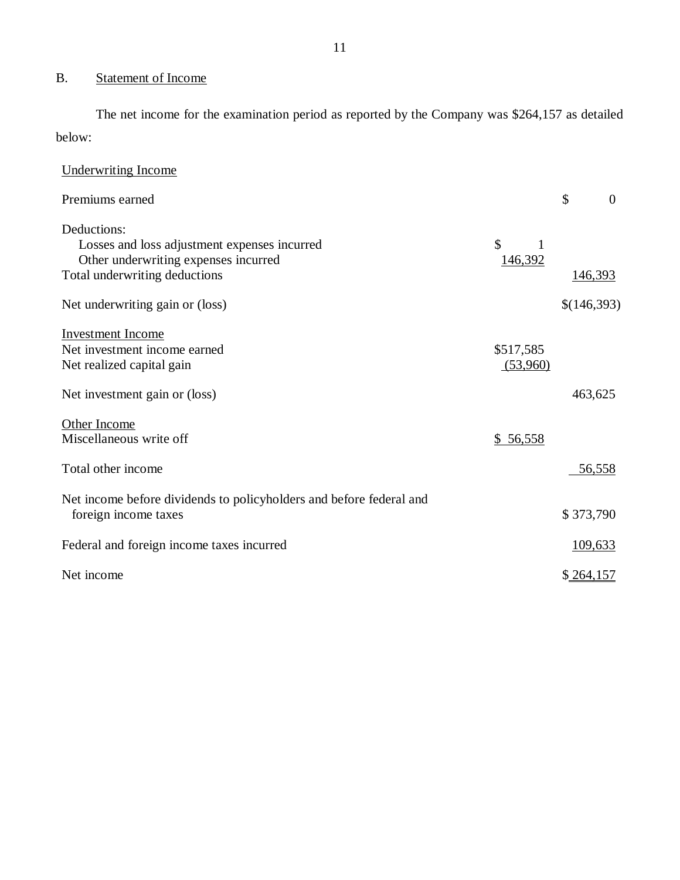## B. Statement of Income

The net income for the examination period as reported by the Company was $264,157 as detailed below:

| | | |
|---|---|---|
| Underwriting Income | | |
| Premiums earned | | $ 0 |
| Deductions: | | |
| Losses and loss adjustment expenses incurred | $ 1 | |
| Other underwriting expenses incurred | 146,392 | |
| Total underwriting deductions | | 146,393 |
| Net underwriting gain or (loss) | | $(146,393) |
| Investment Income | | |
| Net investment income earned | $517,585 | |
| Net realized capital gain | (53,960) | |
| Net investment gain or (loss) | | 463,625 |
| Other Income | | |
| Miscellaneous write off | $ 56,558 | |
| Total other income | | 56,558 |
| Net income before dividends to policyholders and before federal and foreign income taxes | | $ 373,790 |
| Federal and foreign income taxes incurred | | 109,633 |
| Net income | | $ 264,157 |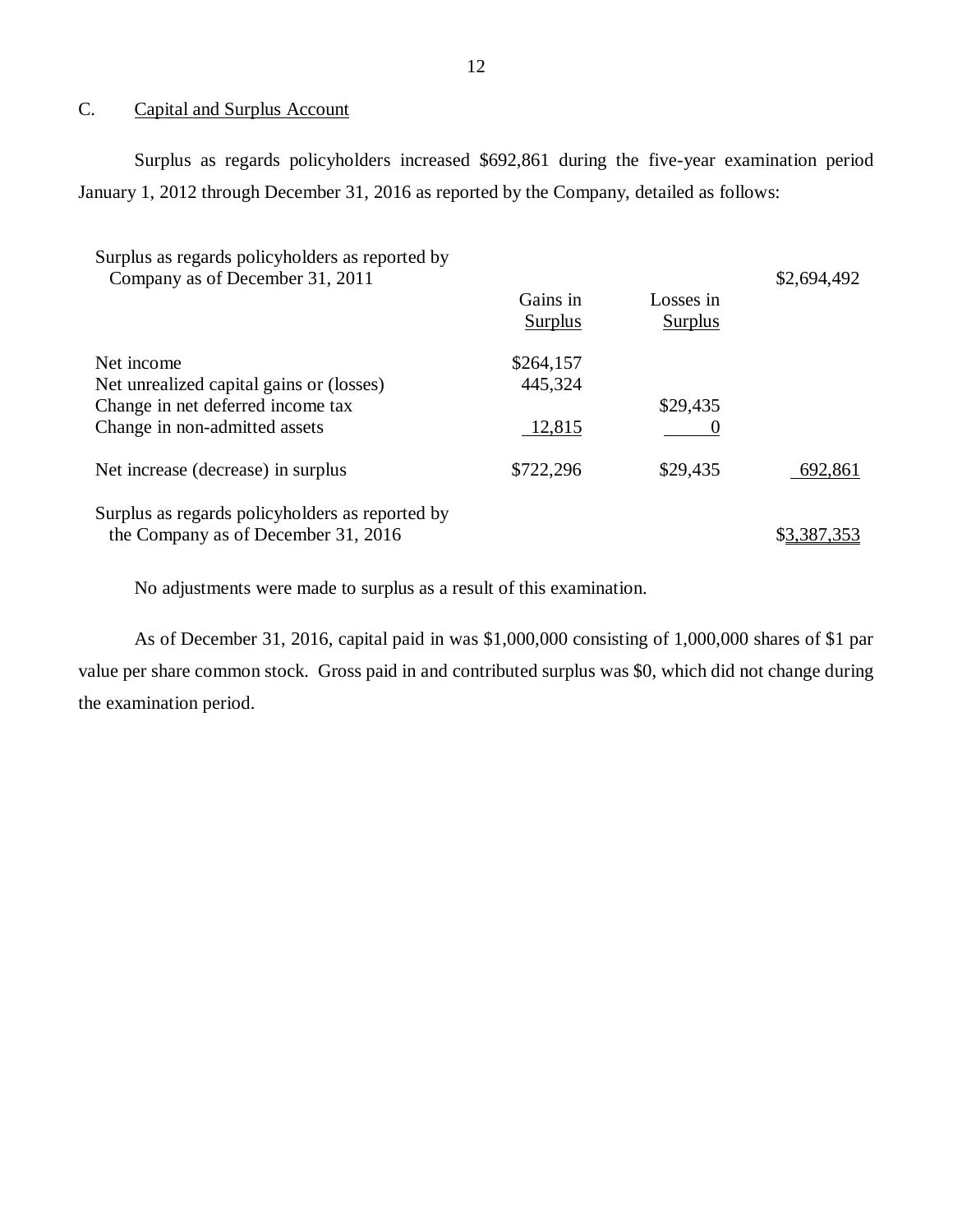## C. Capital and Surplus Account

Surplus as regards policyholders increased $692,861 during the five-year examination period January 1, 2012 through December 31, 2016 as reported by the Company, detailed as follows:

| | Gains in Surplus | Losses in Surplus | |
|---|---|---|---|
| Surplus as regards policyholders as reported by Company as of December 31, 2011 | | | $2,694,492 |
| Net income | $264,157 | | |
| Net unrealized capital gains or (losses) | 445,324 | | |
| Change in net deferred income tax | | $29,435 | |
| Change in non-admitted assets | 12,815 | 0 | |
| Net increase (decrease) in surplus | $722,296 | $29,435 | 692,861 |
| Surplus as regards policyholders as reported by the Company as of December 31, 2016 | | | $3,387,353 |

No adjustments were made to surplus as a result of this examination.

As of December 31, 2016, capital paid in was $1,000,000 consisting of 1,000,000 shares of $1 par value per share common stock. Gross paid in and contributed surplus was $0, which did not change during the examination period.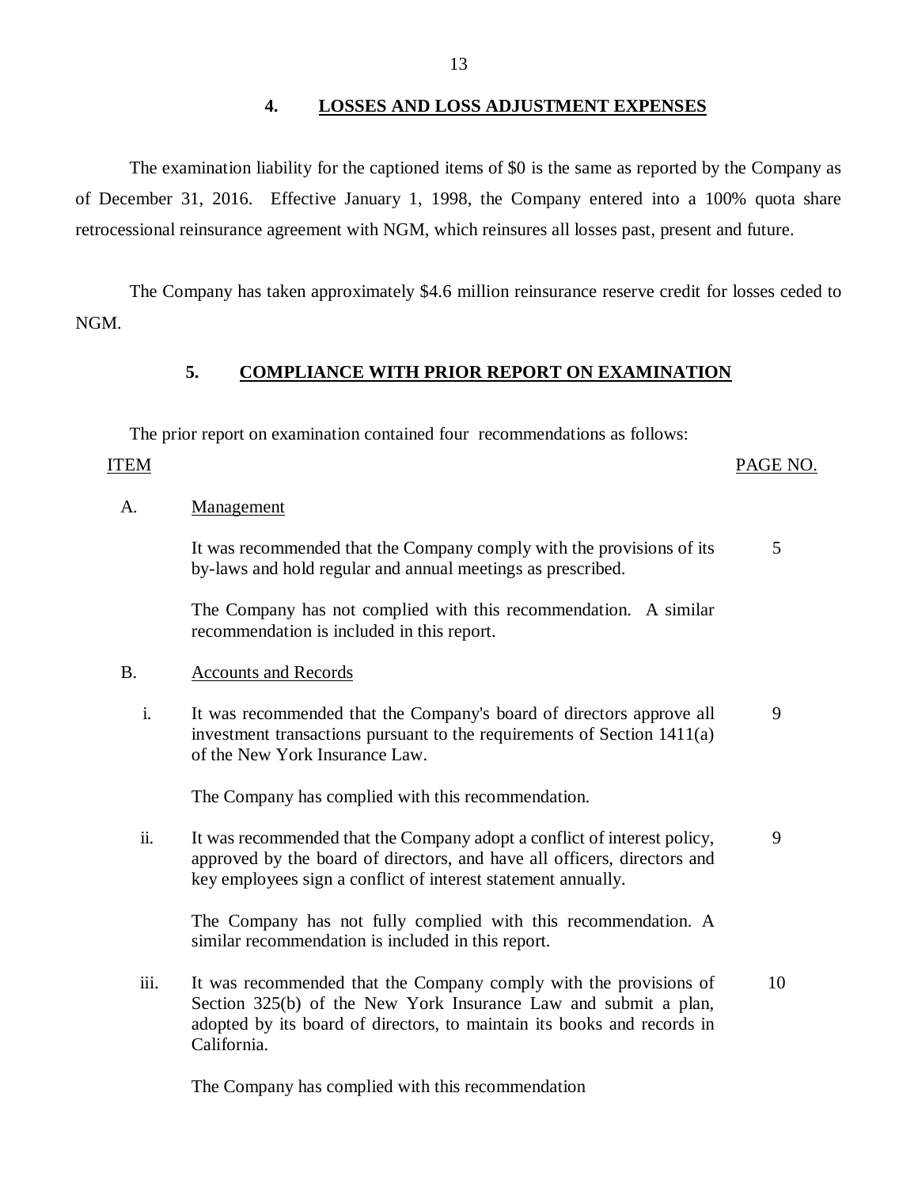## 4. LOSSES AND LOSS ADJUSTMENT EXPENSES

The examination liability for the captioned items of $0 is the same as reported by the Company as of December 31, 2016. Effective January 1, 1998, the Company entered into a 100% quota share retrocessional reinsurance agreement with NGM, which reinsures all losses past, present and future.

The Company has taken approximately $4.6 million reinsurance reserve credit for losses ceded to NGM.

## 5. COMPLIANCE WITH PRIOR REPORT ON EXAMINATION

The prior report on examination contained four recommendations as follows:

| ITEM | | PAGE NO. |
|---|---|---|
| A. | Management | |
| | It was recommended that the Company comply with the provisions of its by-laws and hold regular and annual meetings as prescribed. | 5 |
| | The Company has not complied with this recommendation. A similar recommendation is included in this report. | |
| B. | Accounts and Records | |
| i. | It was recommended that the Company's board of directors approve all investment transactions pursuant to the requirements of Section 1411(a) of the New York Insurance Law. | 9 |
| | The Company has complied with this recommendation. | |
| ii. | It was recommended that the Company adopt a conflict of interest policy, approved by the board of directors, and have all officers, directors and key employees sign a conflict of interest statement annually. | 9 |
| | The Company has not fully complied with this recommendation. A similar recommendation is included in this report. | |
| iii. | It was recommended that the Company comply with the provisions of Section 325(b) of the New York Insurance Law and submit a plan, adopted by its board of directors, to maintain its books and records in California. | 10 |
| | The Company has complied with this recommendation | |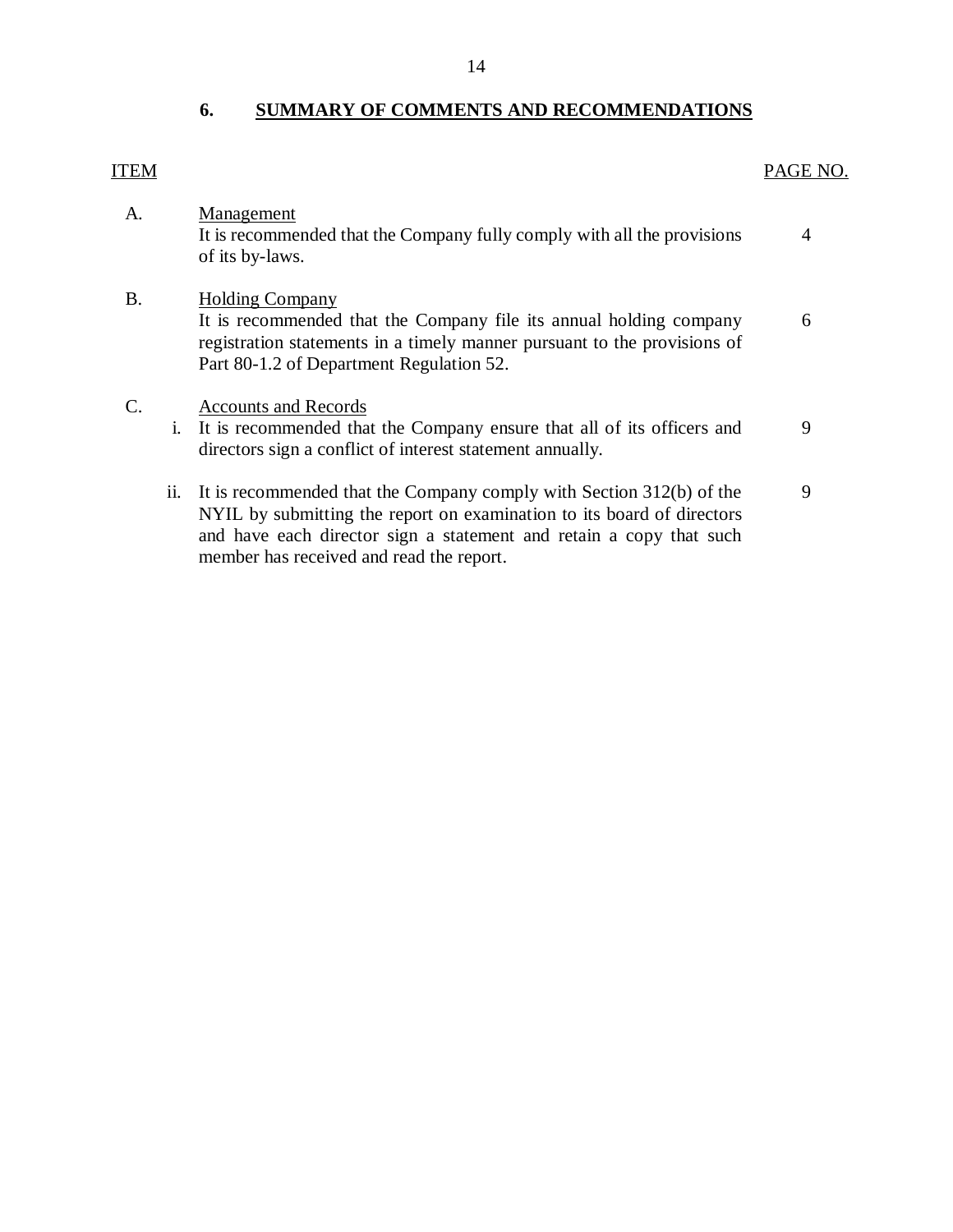## 6. SUMMARY OF COMMENTS AND RECOMMENDATIONS

| ITEM | | | PAGE NO. |
|---|---|---|---|
| A. | | Management<br>It is recommended that the Company fully comply with all the provisions of its by-laws. | 4 |
| B. | | Holding Company<br>It is recommended that the Company file its annual holding company registration statements in a timely manner pursuant to the provisions of Part 80-1.2 of Department Regulation 52. | 6 |
| C. | | Accounts and Records | |
| | i. | It is recommended that the Company ensure that all of its officers and directors sign a conflict of interest statement annually. | 9 |
| | ii. | It is recommended that the Company comply with Section 312(b) of the NYIL by submitting the report on examination to its board of directors and have each director sign a statement and retain a copy that such member has received and read the report. | 9 |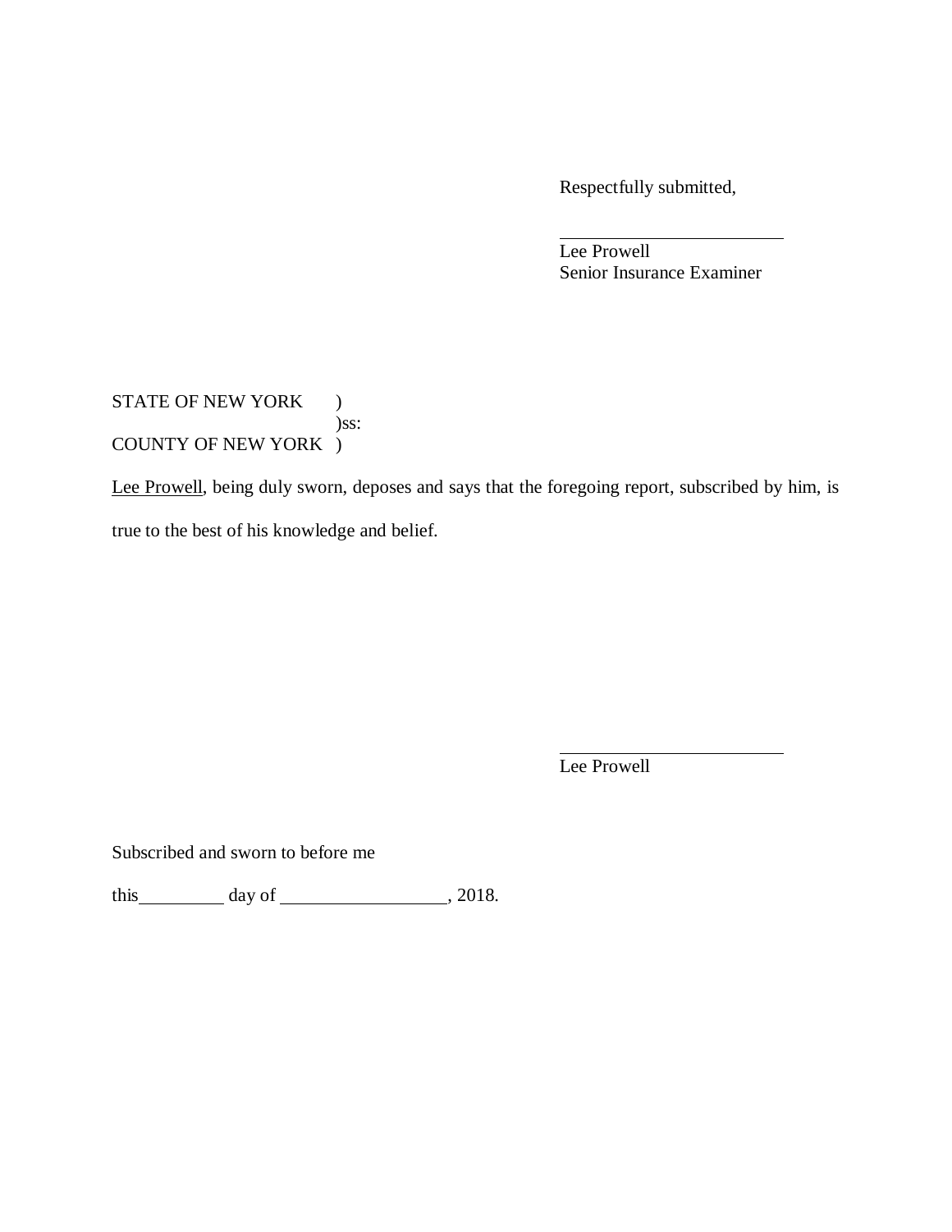Respectfully submitted,

\_\_\_\_\_\_\_\_\_\_\_\_\_\_\_\_\_\_\_\_\_\_\_\_
Lee Prowell
Senior Insurance Examiner

STATE OF NEW YORK )
)ss:
COUNTY OF NEW YORK )

Lee Prowell, being duly sworn, deposes and says that the foregoing report, subscribed by him, is true to the best of his knowledge and belief.

\_\_\_\_\_\_\_\_\_\_\_\_\_\_\_\_\_\_\_\_\_\_\_\_
Lee Prowell

Subscribed and sworn to before me

this\_\_\_\_\_\_\_\_\_ day of \_\_\_\_\_\_\_\_\_\_\_\_\_\_\_\_\_\_, 2018.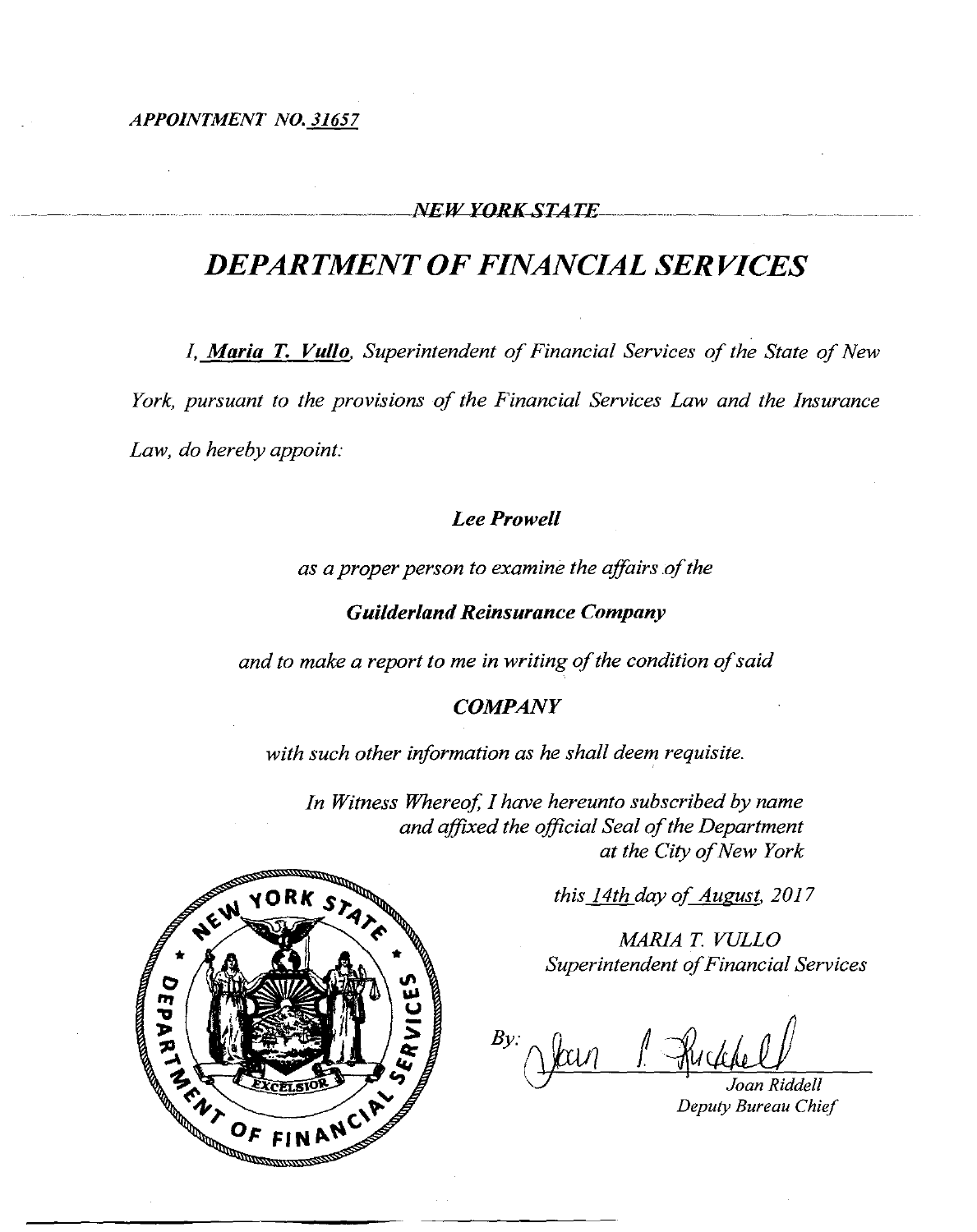*APPOINTMENT NO. 31657*

*NEW YORK STATE*

# *DEPARTMENT OF FINANCIAL SERVICES*

*I, **Maria T. Vullo**, Superintendent of Financial Services of the State of New York, pursuant to the provisions of the Financial Services Law and the Insurance Law, do hereby appoint:*

***Lee Prowell***

*as a proper person to examine the affairs of the*

***Guilderland Reinsurance Company***

*and to make a report to me in writing of the condition of said*

***COMPANY***

*with such other information as he shall deem requisite.*

*In Witness Whereof, I have hereunto subscribed by name and affixed the official Seal of the Department at the City of New York*

*this 14th day of August, 2017*

*MARIA T. VULLO*
*Superintendent of Financial Services*

By: Joan P. Riddell

*Joan Riddell*
*Deputy Bureau Chief*

NEW YORK STATE DEPARTMENT OF FINANCIAL SERVICES EXCELSIOR